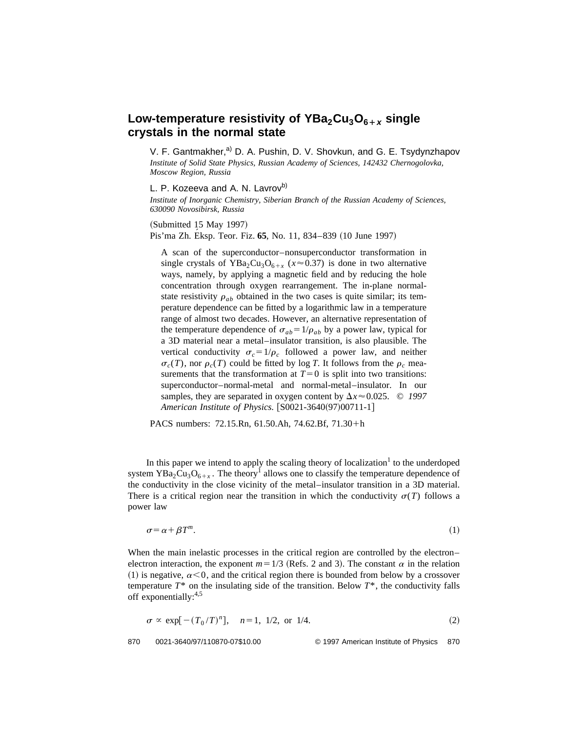# Low-temperature resistivity of $YBa_2Cu_3O_{6+x}$ single crystals in the normal state

V. F. Gantmakher,[a] D. A. Pushin, D. V. Shovkun, and G. E. Tsydynzhapov
*Institute of Solid State Physics, Russian Academy of Sciences, 142432 Chernogolovka, Moscow Region, Russia*

L. P. Kozeeva and A. N. Lavrov[b]
*Institute of Inorganic Chemistry, Siberian Branch of the Russian Academy of Sciences, 630090 Novosibirsk, Russia*

(Submitted 15 May 1997)
Pis'ma Zh. Éksp. Teor. Fiz. **65**, No. 11, 834–839 (10 June 1997)

A scan of the superconductor–nonsuperconductor transformation in single crystals of $YBa_2Cu_3O_{6+x}$ ($x \approx 0.37$) is done in two alternative ways, namely, by applying a magnetic field and by reducing the hole concentration through oxygen rearrangement. The in-plane normal-state resistivity $\rho_{ab}$ obtained in the two cases is quite similar; its temperature dependence can be fitted by a logarithmic law in a temperature range of almost two decades. However, an alternative representation of the temperature dependence of $\sigma_{ab}=1/\rho_{ab}$ by a power law, typical for a 3D material near a metal–insulator transition, is also plausible. The vertical conductivity $\sigma_c=1/\rho_c$ followed a power law, and neither $\sigma_c(T)$, nor $\rho_c(T)$ could be fitted by log *T*. It follows from the $\rho_c$ measurements that the transformation at $T=0$ is split into two transitions: superconductor–normal-metal and normal-metal–insulator. In our samples, they are separated in oxygen content by $\Delta x \approx 0.025$. © *1997 American Institute of Physics.* [S0021-3640(97)00711-1]

PACS numbers: 72.15.Rn, 61.50.Ah, 74.62.Bf, 71.30+h

In this paper we intend to apply the scaling theory of localization[1] to the underdoped system $YBa_2Cu_3O_{6+x}$. The theory[1] allows one to classify the temperature dependence of the conductivity in the close vicinity of the metal–insulator transition in a 3D material. There is a critical region near the transition in which the conductivity $\sigma(T)$ follows a power law

$$\sigma=\alpha+\beta T^m. \tag{1}$$

When the main inelastic processes in the critical region are controlled by the electron–electron interaction, the exponent $m=1/3$ (Refs. 2 and 3). The constant $\alpha$ in the relation (1) is negative, $\alpha<0$, and the critical region there is bounded from below by a crossover temperature $T^*$ on the insulating side of the transition. Below $T^*$, the conductivity falls off exponentially:[4,5]

$$\sigma \propto \exp[-(T_0/T)^n], \quad n=1,\ 1/2,\ \text{or}\ 1/4. \tag{2}$$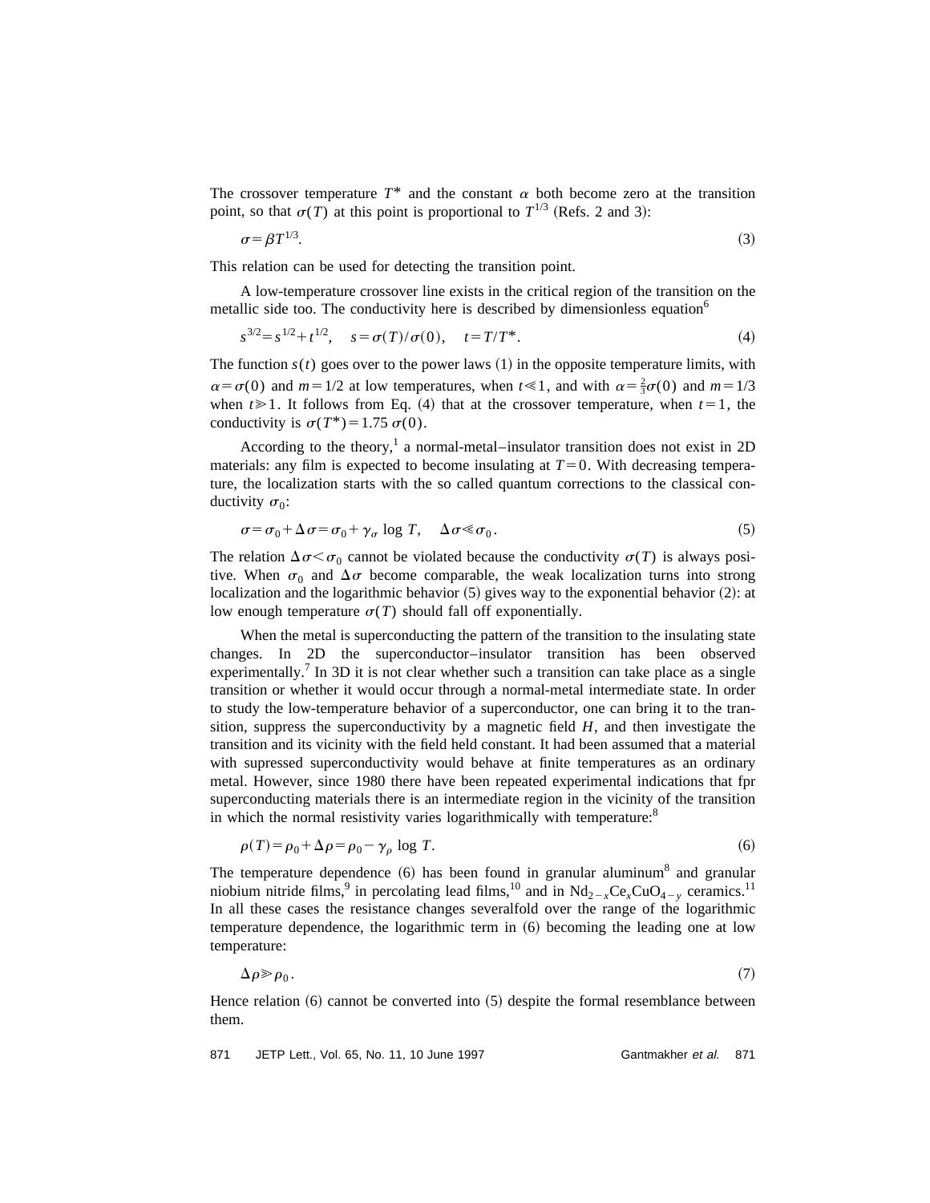The crossover temperature $T^*$ and the constant $\alpha$ both become zero at the transition point, so that $\sigma(T)$ at this point is proportional to $T^{1/3}$ (Refs. 2 and 3):

$$\sigma = \beta T^{1/3}. \tag{3}$$

This relation can be used for detecting the transition point.

A low-temperature crossover line exists in the critical region of the transition on the metallic side too. The conductivity here is described by dimensionless equation[6]

$$s^{3/2} = s^{1/2} + t^{1/2}, \quad s = \sigma(T)/\sigma(0), \quad t = T/T^*. \tag{4}$$

The function $s(t)$ goes over to the power laws (1) in the opposite temperature limits, with $\alpha = \sigma(0)$ and $m = 1/2$ at low temperatures, when $t \ll 1$, and with $\alpha = \frac{2}{3}\sigma(0)$ and $m = 1/3$ when $t \gg 1$. It follows from Eq. (4) that at the crossover temperature, when $t = 1$, the conductivity is $\sigma(T^*) = 1.75\,\sigma(0)$.

According to the theory,[1] a normal-metal–insulator transition does not exist in 2D materials: any film is expected to become insulating at $T = 0$. With decreasing temperature, the localization starts with the so called quantum corrections to the classical conductivity $\sigma_0$:

$$\sigma = \sigma_0 + \Delta\sigma = \sigma_0 + \gamma_\sigma \log T, \quad \Delta\sigma \ll \sigma_0. \tag{5}$$

The relation $\Delta\sigma < \sigma_0$ cannot be violated because the conductivity $\sigma(T)$ is always positive. When $\sigma_0$ and $\Delta\sigma$ become comparable, the weak localization turns into strong localization and the logarithmic behavior (5) gives way to the exponential behavior (2): at low enough temperature $\sigma(T)$ should fall off exponentially.

When the metal is superconducting the pattern of the transition to the insulating state changes. In 2D the superconductor–insulator transition has been observed experimentally.[7] In 3D it is not clear whether such a transition can take place as a single transition or whether it would occur through a normal-metal intermediate state. In order to study the low-temperature behavior of a superconductor, one can bring it to the transition, suppress the superconductivity by a magnetic field $H$, and then investigate the transition and its vicinity with the field held constant. It had been assumed that a material with supressed superconductivity would behave at finite temperatures as an ordinary metal. However, since 1980 there have been repeated experimental indications that fpr superconducting materials there is an intermediate region in the vicinity of the transition in which the normal resistivity varies logarithmically with temperature:[8]

$$\rho(T) = \rho_0 + \Delta\rho = \rho_0 - \gamma_\rho \log T. \tag{6}$$

The temperature dependence (6) has been found in granular aluminum[8] and granular niobium nitride films,[9] in percolating lead films,[10] and in $Nd_{2-x}Ce_xCuO_{4-y}$ ceramics.[11] In all these cases the resistance changes severalfold over the range of the logarithmic temperature dependence, the logarithmic term in (6) becoming the leading one at low temperature:

$$\Delta\rho \gg \rho_0. \tag{7}$$

Hence relation (6) cannot be converted into (5) despite the formal resemblance between them.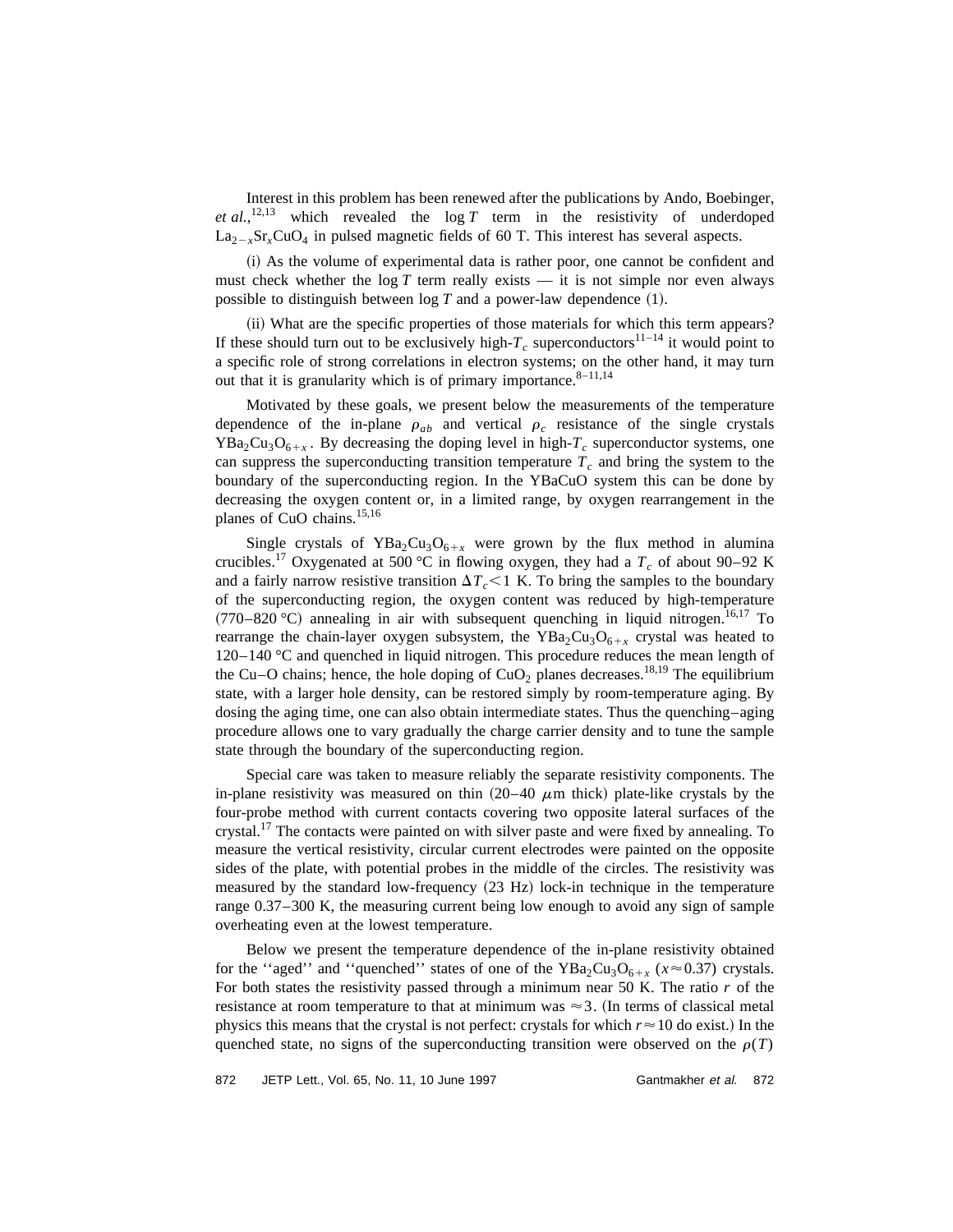Interest in this problem has been renewed after the publications by Ando, Boebinger, *et al.*,[12,13] which revealed the $\log T$ term in the resistivity of underdoped $La_{2-x}Sr_xCuO_4$ in pulsed magnetic fields of 60 T. This interest has several aspects.

(i) As the volume of experimental data is rather poor, one cannot be confident and must check whether the $\log T$ term really exists — it is not simple nor even always possible to distinguish between $\log T$ and a power-law dependence (1).

(ii) What are the specific properties of those materials for which this term appears? If these should turn out to be exclusively high-$T_c$ superconductors[11–14] it would point to a specific role of strong correlations in electron systems; on the other hand, it may turn out that it is granularity which is of primary importance.[8–11,14]

Motivated by these goals, we present below the measurements of the temperature dependence of the in-plane $\rho_{ab}$ and vertical $\rho_c$ resistance of the single crystals $YBa_2Cu_3O_{6+x}$. By decreasing the doping level in high-$T_c$ superconductor systems, one can suppress the superconducting transition temperature $T_c$ and bring the system to the boundary of the superconducting region. In the YBaCuO system this can be done by decreasing the oxygen content or, in a limited range, by oxygen rearrangement in the planes of CuO chains.[15,16]

Single crystals of $YBa_2Cu_3O_{6+x}$ were grown by the flux method in alumina crucibles.[17] Oxygenated at 500 °C in flowing oxygen, they had a $T_c$ of about 90–92 K and a fairly narrow resistive transition $\Delta T_c < 1$ K. To bring the samples to the boundary of the superconducting region, the oxygen content was reduced by high-temperature (770–820 °C) annealing in air with subsequent quenching in liquid nitrogen.[16,17] To rearrange the chain-layer oxygen subsystem, the $YBa_2Cu_3O_{6+x}$ crystal was heated to 120–140 °C and quenched in liquid nitrogen. This procedure reduces the mean length of the Cu–O chains; hence, the hole doping of $CuO_2$ planes decreases.[18,19] The equilibrium state, with a larger hole density, can be restored simply by room-temperature aging. By dosing the aging time, one can also obtain intermediate states. Thus the quenching–aging procedure allows one to vary gradually the charge carrier density and to tune the sample state through the boundary of the superconducting region.

Special care was taken to measure reliably the separate resistivity components. The in-plane resistivity was measured on thin (20–40 $\mu$m thick) plate-like crystals by the four-probe method with current contacts covering two opposite lateral surfaces of the crystal.[17] The contacts were painted on with silver paste and were fixed by annealing. To measure the vertical resistivity, circular current electrodes were painted on the opposite sides of the plate, with potential probes in the middle of the circles. The resistivity was measured by the standard low-frequency (23 Hz) lock-in technique in the temperature range 0.37–300 K, the measuring current being low enough to avoid any sign of sample overheating even at the lowest temperature.

Below we present the temperature dependence of the in-plane resistivity obtained for the ''aged'' and ''quenched'' states of one of the $YBa_2Cu_3O_{6+x}$ ($x \approx 0.37$) crystals. For both states the resistivity passed through a minimum near 50 K. The ratio $r$ of the resistance at room temperature to that at minimum was $\approx 3$. (In terms of classical metal physics this means that the crystal is not perfect: crystals for which $r \approx 10$ do exist.) In the quenched state, no signs of the superconducting transition were observed on the $\rho(T)$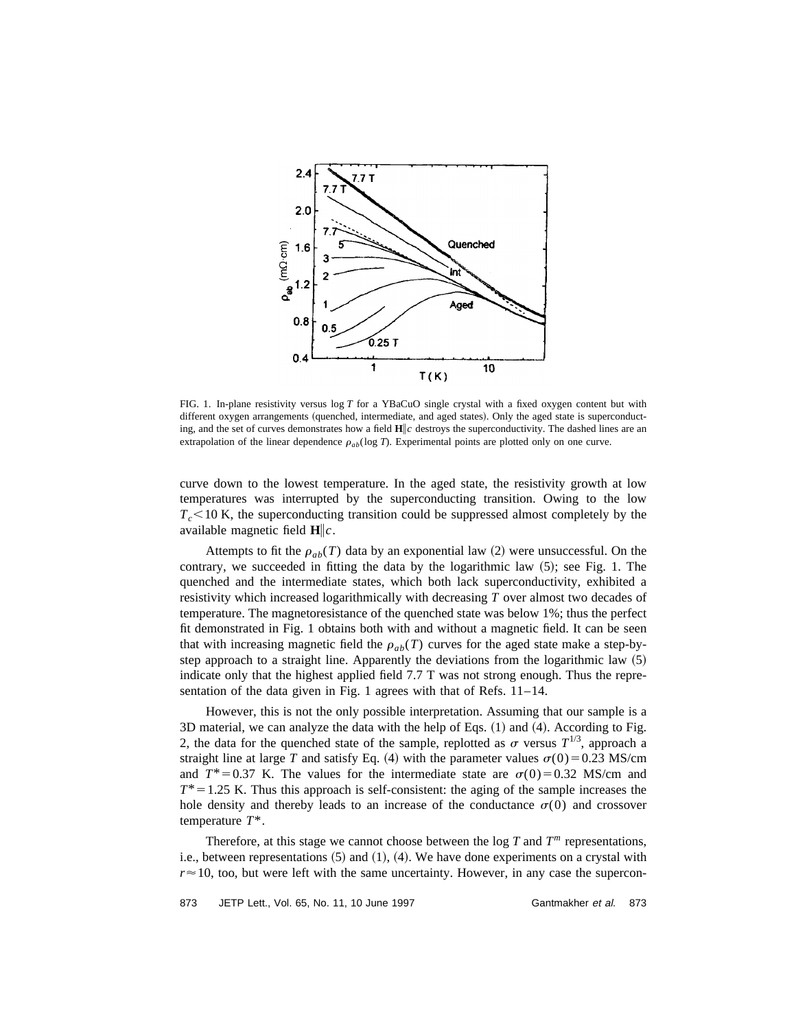FIG. 1. In-plane resistivity versus log $T$ for a YBaCuO single crystal with a fixed oxygen content but with different oxygen arrangements (quenched, intermediate, and aged states). Only the aged state is superconducting, and the set of curves demonstrates how a field $\mathbf{H}\|c$ destroys the superconductivity. The dashed lines are an extrapolation of the linear dependence $\rho_{ab}(\log T)$. Experimental points are plotted only on one curve.

curve down to the lowest temperature. In the aged state, the resistivity growth at low temperatures was interrupted by the superconducting transition. Owing to the low $T_c < 10$ K, the superconducting transition could be suppressed almost completely by the available magnetic field $\mathbf{H}\|c$.

Attempts to fit the $\rho_{ab}(T)$ data by an exponential law (2) were unsuccessful. On the contrary, we succeeded in fitting the data by the logarithmic law (5); see Fig. 1. The quenched and the intermediate states, which both lack superconductivity, exhibited a resistivity which increased logarithmically with decreasing $T$ over almost two decades of temperature. The magnetoresistance of the quenched state was below 1%; thus the perfect fit demonstrated in Fig. 1 obtains both with and without a magnetic field. It can be seen that with increasing magnetic field the $\rho_{ab}(T)$ curves for the aged state make a step-by-step approach to a straight line. Apparently the deviations from the logarithmic law (5) indicate only that the highest applied field 7.7 T was not strong enough. Thus the representation of the data given in Fig. 1 agrees with that of Refs. 11–14.

However, this is not the only possible interpretation. Assuming that our sample is a 3D material, we can analyze the data with the help of Eqs. (1) and (4). According to Fig. 2, the data for the quenched state of the sample, replotted as $\sigma$ versus $T^{1/3}$, approach a straight line at large $T$ and satisfy Eq. (4) with the parameter values $\sigma(0) = 0.23$ MS/cm and $T^* = 0.37$ K. The values for the intermediate state are $\sigma(0) = 0.32$ MS/cm and $T^* = 1.25$ K. Thus this approach is self-consistent: the aging of the sample increases the hole density and thereby leads to an increase of the conductance $\sigma(0)$ and crossover temperature $T^*$.

Therefore, at this stage we cannot choose between the log $T$ and $T^m$ representations, i.e., between representations (5) and (1), (4). We have done experiments on a crystal with $r \approx 10$, too, but were left with the same uncertainty. However, in any case the supercon-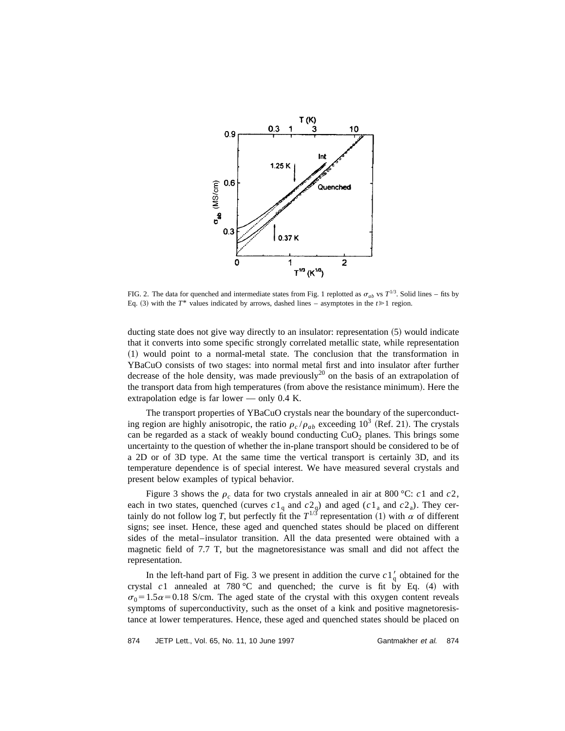FIG. 2. The data for quenched and intermediate states from Fig. 1 replotted as $\sigma_{ab}$ vs $T^{1/3}$. Solid lines – fits by Eq. (3) with the $T^*$ values indicated by arrows, dashed lines – asymptotes in the $t \gg 1$ region.

ducting state does not give way directly to an insulator: representation (5) would indicate that it converts into some specific strongly correlated metallic state, while representation (1) would point to a normal-metal state. The conclusion that the transformation in YBaCuO consists of two stages: into normal metal first and into insulator after further decrease of the hole density, was made previously[20] on the basis of an extrapolation of the transport data from high temperatures (from above the resistance minimum). Here the extrapolation edge is far lower — only 0.4 K.

The transport properties of YBaCuO crystals near the boundary of the superconducting region are highly anisotropic, the ratio $\rho_c/\rho_{ab}$ exceeding $10^3$ (Ref. 21). The crystals can be regarded as a stack of weakly bound conducting $CuO_2$ planes. This brings some uncertainty to the question of whether the in-plane transport should be considered to be of a 2D or of 3D type. At the same time the vertical transport is certainly 3D, and its temperature dependence is of special interest. We have measured several crystals and present below examples of typical behavior.

Figure 3 shows the $\rho_c$ data for two crystals annealed in air at 800 °C: $c1$ and $c2$, each in two states, quenched (curves $c1_q$ and $c2_q$) and aged ($c1_a$ and $c2_a$). They certainly do not follow log $T$, but perfectly fit the $T^{1/3}$ representation (1) with $\alpha$ of different signs; see inset. Hence, these aged and quenched states should be placed on different sides of the metal–insulator transition. All the data presented were obtained with a magnetic field of 7.7 T, but the magnetoresistance was small and did not affect the representation.

In the left-hand part of Fig. 3 we present in addition the curve $c1'_q$ obtained for the crystal $c1$ annealed at 780 °C and quenched; the curve is fit by Eq. (4) with $\sigma_0 = 1.5\alpha = 0.18$ S/cm. The aged state of the crystal with this oxygen content reveals symptoms of superconductivity, such as the onset of a kink and positive magnetoresistance at lower temperatures. Hence, these aged and quenched states should be placed on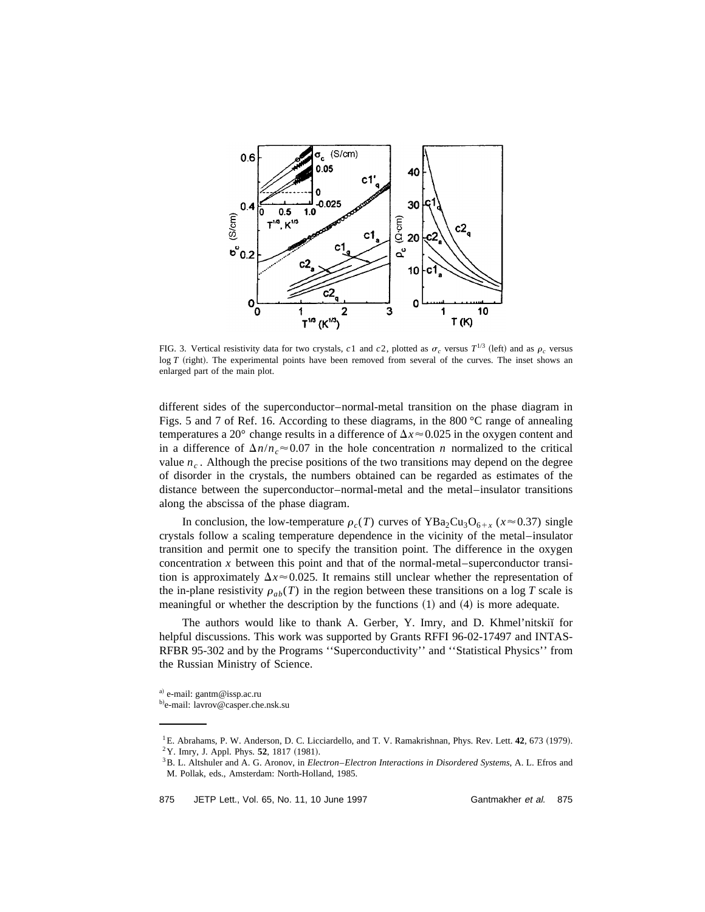FIG. 3. Vertical resistivity data for two crystals, $c1$ and $c2$, plotted as $\sigma_c$ versus $T^{1/3}$ (left) and as $\rho_c$ versus $\log T$ (right). The experimental points have been removed from several of the curves. The inset shows an enlarged part of the main plot.

different sides of the superconductor–normal-metal transition on the phase diagram in Figs. 5 and 7 of Ref. 16. According to these diagrams, in the 800 °C range of annealing temperatures a 20° change results in a difference of $\Delta x \approx 0.025$ in the oxygen content and in a difference of $\Delta n/n_c \approx 0.07$ in the hole concentration $n$ normalized to the critical value $n_c$. Although the precise positions of the two transitions may depend on the degree of disorder in the crystals, the numbers obtained can be regarded as estimates of the distance between the superconductor–normal-metal and the metal–insulator transitions along the abscissa of the phase diagram.

In conclusion, the low-temperature $\rho_c(T)$ curves of $YBa_2Cu_3O_{6+x}$ ($x \approx 0.37$) single crystals follow a scaling temperature dependence in the vicinity of the metal–insulator transition and permit one to specify the transition point. The difference in the oxygen concentration $x$ between this point and that of the normal-metal–superconductor transition is approximately $\Delta x \approx 0.025$. It remains still unclear whether the representation of the in-plane resistivity $\rho_{ab}(T)$ in the region between these transitions on a $\log T$ scale is meaningful or whether the description by the functions (1) and (4) is more adequate.

The authors would like to thank A. Gerber, Y. Imry, and D. Khmel'nitskiĭ for helpful discussions. This work was supported by Grants RFFI 96-02-17497 and INTAS-RFBR 95-302 and by the Programs "Superconductivity" and "Statistical Physics" from the Russian Ministry of Science.

[a] e-mail: gantm@issp.ac.ru

[b] e-mail: lavrov@casper.che.nsk.su

---

[1] E. Abrahams, P. W. Anderson, D. C. Licciardello, and T. V. Ramakrishnan, Phys. Rev. Lett. **42**, 673 (1979).

[2] Y. Imry, J. Appl. Phys. **52**, 1817 (1981).

[3] B. L. Altshuler and A. G. Aronov, in *Electron–Electron Interactions in Disordered Systems*, A. L. Efros and M. Pollak, eds., Amsterdam: North-Holland, 1985.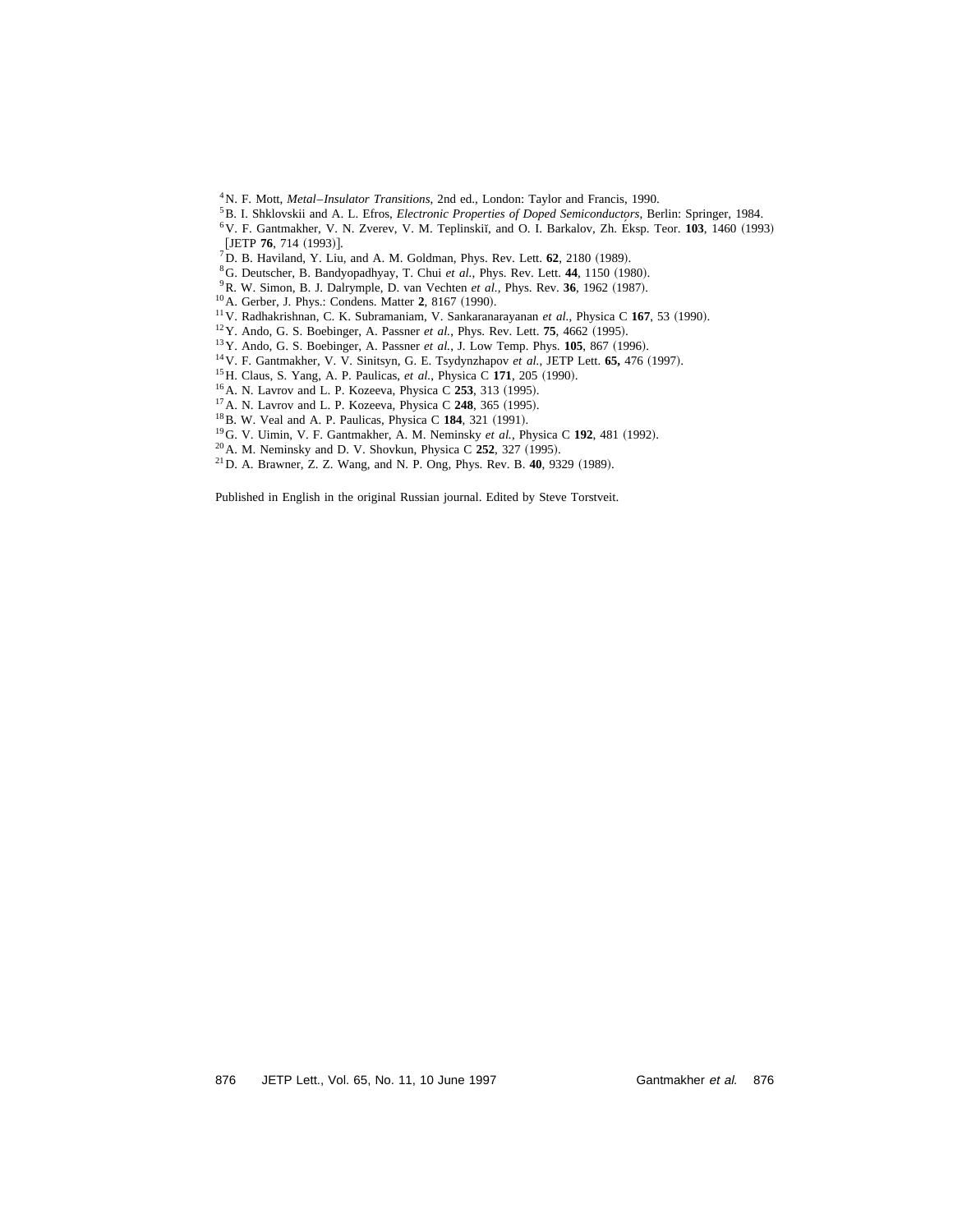[4] N. F. Mott, *Metal–Insulator Transitions*, 2nd ed., London: Taylor and Francis, 1990.
[5] B. I. Shklovskii and A. L. Efros, *Electronic Properties of Doped Semiconductors*, Berlin: Springer, 1984.
[6] V. F. Gantmakher, V. N. Zverev, V. M. Teplinskiĭ, and O. I. Barkalov, Zh. Éksp. Teor. **103**, 1460 (1993) [JETP **76**, 714 (1993)].
[7] D. B. Haviland, Y. Liu, and A. M. Goldman, Phys. Rev. Lett. **62**, 2180 (1989).
[8] G. Deutscher, B. Bandyopadhyay, T. Chui *et al.*, Phys. Rev. Lett. **44**, 1150 (1980).
[9] R. W. Simon, B. J. Dalrymple, D. van Vechten *et al.*, Phys. Rev. **36**, 1962 (1987).
[10] A. Gerber, J. Phys.: Condens. Matter **2**, 8167 (1990).
[11] V. Radhakrishnan, C. K. Subramaniam, V. Sankaranarayanan *et al.*, Physica C **167**, 53 (1990).
[12] Y. Ando, G. S. Boebinger, A. Passner *et al.*, Phys. Rev. Lett. **75**, 4662 (1995).
[13] Y. Ando, G. S. Boebinger, A. Passner *et al.*, J. Low Temp. Phys. **105**, 867 (1996).
[14] V. F. Gantmakher, V. V. Sinitsyn, G. E. Tsydynzhapov *et al.*, JETP Lett. **65,** 476 (1997).
[15] H. Claus, S. Yang, A. P. Paulicas, *et al.*, Physica C **171**, 205 (1990).
[16] A. N. Lavrov and L. P. Kozeeva, Physica C **253**, 313 (1995).
[17] A. N. Lavrov and L. P. Kozeeva, Physica C **248**, 365 (1995).
[18] B. W. Veal and A. P. Paulicas, Physica C **184**, 321 (1991).
[19] G. V. Uimin, V. F. Gantmakher, A. M. Neminsky *et al.*, Physica C **192**, 481 (1992).
[20] A. M. Neminsky and D. V. Shovkun, Physica C **252**, 327 (1995).
[21] D. A. Brawner, Z. Z. Wang, and N. P. Ong, Phys. Rev. B. **40**, 9329 (1989).

Published in English in the original Russian journal. Edited by Steve Torstveit.